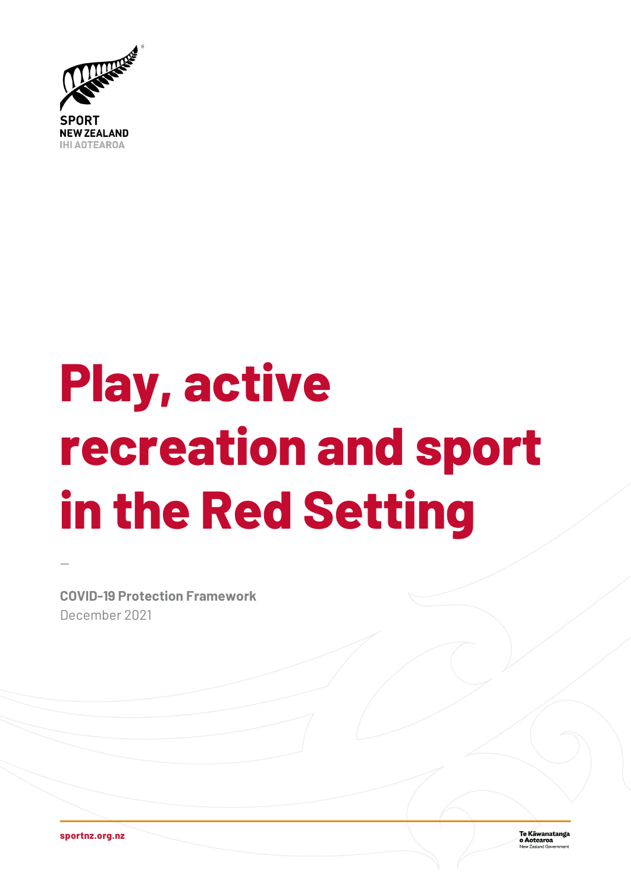SPORT
NEW ZEALAND
IHI AOTEAROA

# Play, active recreation and sport in the Red Setting

—

**COVID-19 Protection Framework**
December 2021

sportnz.org.nz

Te Kāwanatanga o Aotearoa
New Zealand Government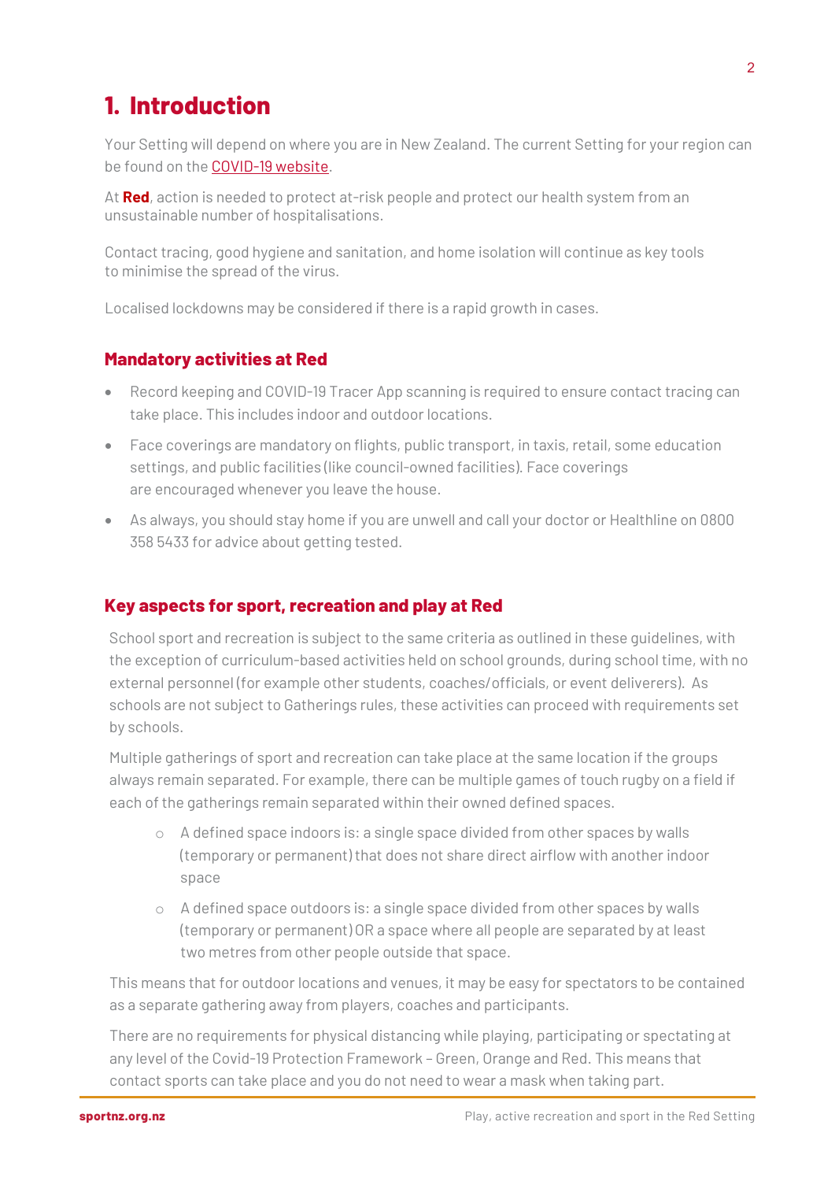# 1. Introduction

Your Setting will depend on where you are in New Zealand. The current Setting for your region can be found on the [COVID-19 website](COVID-19 website).

At **Red**, action is needed to protect at-risk people and protect our health system from an unsustainable number of hospitalisations.

Contact tracing, good hygiene and sanitation, and home isolation will continue as key tools to minimise the spread of the virus.

Localised lockdowns may be considered if there is a rapid growth in cases.

## Mandatory activities at Red

- Record keeping and COVID-19 Tracer App scanning is required to ensure contact tracing can take place. This includes indoor and outdoor locations.
- Face coverings are mandatory on flights, public transport, in taxis, retail, some education settings, and public facilities (like council-owned facilities). Face coverings are encouraged whenever you leave the house.
- As always, you should stay home if you are unwell and call your doctor or Healthline on 0800 358 5433 for advice about getting tested.

## Key aspects for sport, recreation and play at Red

School sport and recreation is subject to the same criteria as outlined in these guidelines, with the exception of curriculum-based activities held on school grounds, during school time, with no external personnel (for example other students, coaches/officials, or event deliverers). As schools are not subject to Gatherings rules, these activities can proceed with requirements set by schools.

Multiple gatherings of sport and recreation can take place at the same location if the groups always remain separated. For example, there can be multiple games of touch rugby on a field if each of the gatherings remain separated within their owned defined spaces.

  - A defined space indoors is: a single space divided from other spaces by walls (temporary or permanent) that does not share direct airflow with another indoor space
  - A defined space outdoors is: a single space divided from other spaces by walls (temporary or permanent) OR a space where all people are separated by at least two metres from other people outside that space.

This means that for outdoor locations and venues, it may be easy for spectators to be contained as a separate gathering away from players, coaches and participants.

There are no requirements for physical distancing while playing, participating or spectating at any level of the Covid-19 Protection Framework – Green, Orange and Red. This means that contact sports can take place and you do not need to wear a mask when taking part.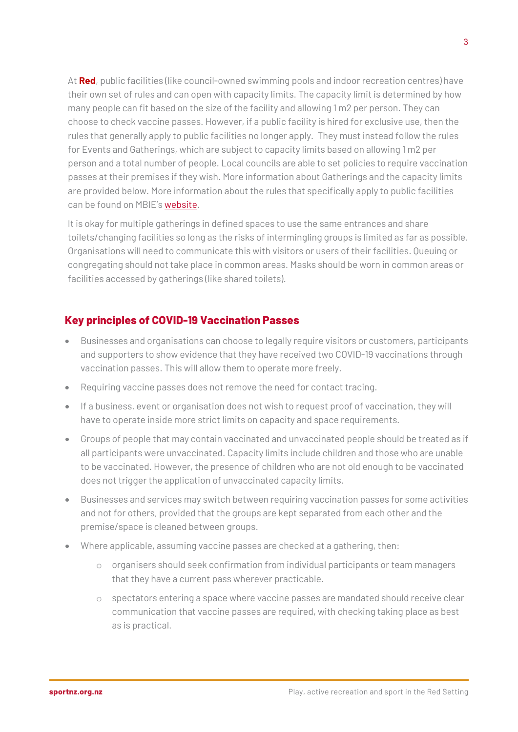At **Red**, public facilities (like council-owned swimming pools and indoor recreation centres) have their own set of rules and can open with capacity limits. The capacity limit is determined by how many people can fit based on the size of the facility and allowing 1 m2 per person. They can choose to check vaccine passes. However, if a public facility is hired for exclusive use, then the rules that generally apply to public facilities no longer apply. They must instead follow the rules for Events and Gatherings, which are subject to capacity limits based on allowing 1 m2 per person and a total number of people. Local councils are able to set policies to require vaccination passes at their premises if they wish. More information about Gatherings and the capacity limits are provided below. More information about the rules that specifically apply to public facilities can be found on MBIE's website.

It is okay for multiple gatherings in defined spaces to use the same entrances and share toilets/changing facilities so long as the risks of intermingling groups is limited as far as possible. Organisations will need to communicate this with visitors or users of their facilities. Queuing or congregating should not take place in common areas. Masks should be worn in common areas or facilities accessed by gatherings (like shared toilets).

## Key principles of COVID-19 Vaccination Passes

- Businesses and organisations can choose to legally require visitors or customers, participants and supporters to show evidence that they have received two COVID-19 vaccinations through vaccination passes. This will allow them to operate more freely.
- Requiring vaccine passes does not remove the need for contact tracing.
- If a business, event or organisation does not wish to request proof of vaccination, they will have to operate inside more strict limits on capacity and space requirements.
- Groups of people that may contain vaccinated and unvaccinated people should be treated as if all participants were unvaccinated. Capacity limits include children and those who are unable to be vaccinated. However, the presence of children who are not old enough to be vaccinated does not trigger the application of unvaccinated capacity limits.
- Businesses and services may switch between requiring vaccination passes for some activities and not for others, provided that the groups are kept separated from each other and the premise/space is cleaned between groups.
- Where applicable, assuming vaccine passes are checked at a gathering, then:
  - organisers should seek confirmation from individual participants or team managers that they have a current pass wherever practicable.
  - spectators entering a space where vaccine passes are mandated should receive clear communication that vaccine passes are required, with checking taking place as best as is practical.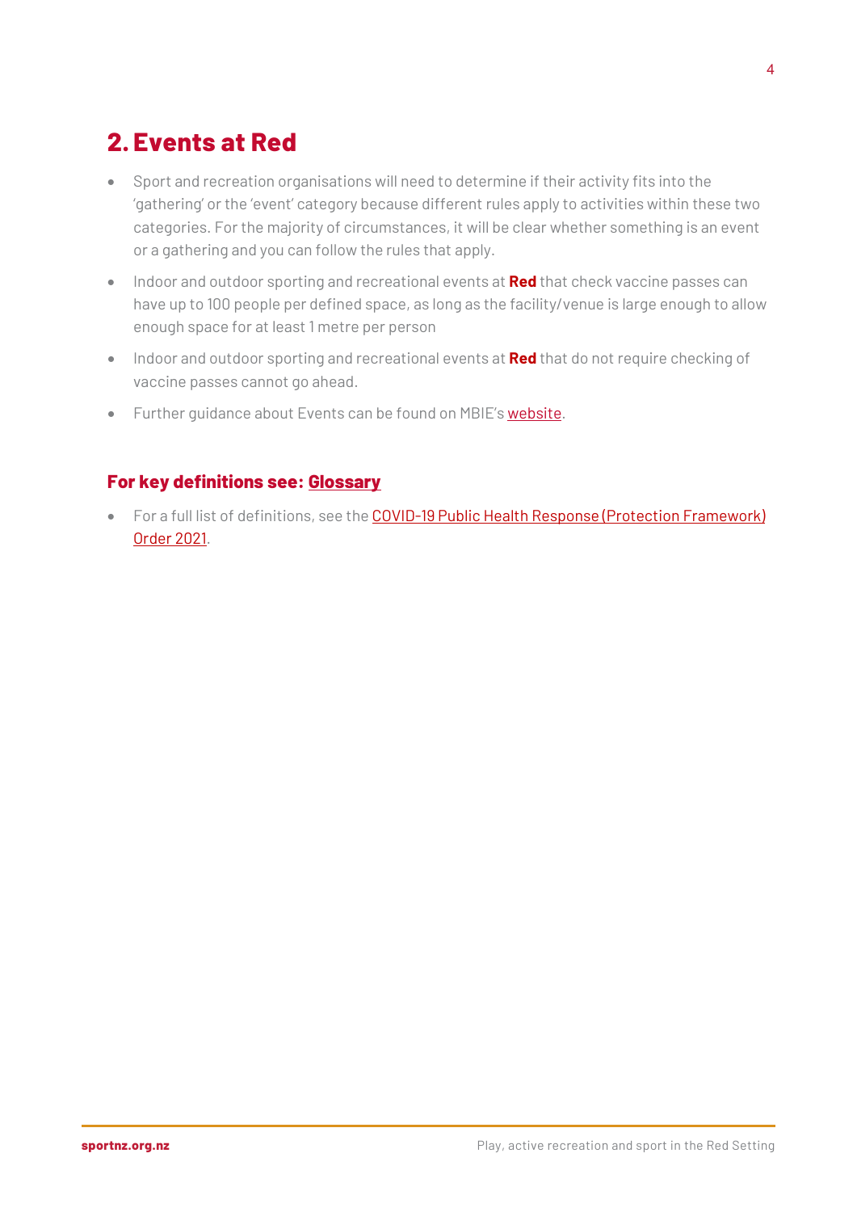## 2. Events at Red

- Sport and recreation organisations will need to determine if their activity fits into the 'gathering' or the 'event' category because different rules apply to activities within these two categories. For the majority of circumstances, it will be clear whether something is an event or a gathering and you can follow the rules that apply.
- Indoor and outdoor sporting and recreational events at **Red** that check vaccine passes can have up to 100 people per defined space, as long as the facility/venue is large enough to allow enough space for at least 1 metre per person
- Indoor and outdoor sporting and recreational events at **Red** that do not require checking of vaccine passes cannot go ahead.
- Further guidance about Events can be found on MBIE's website.

### For key definitions see: Glossary

- For a full list of definitions, see the COVID-19 Public Health Response (Protection Framework) Order 2021.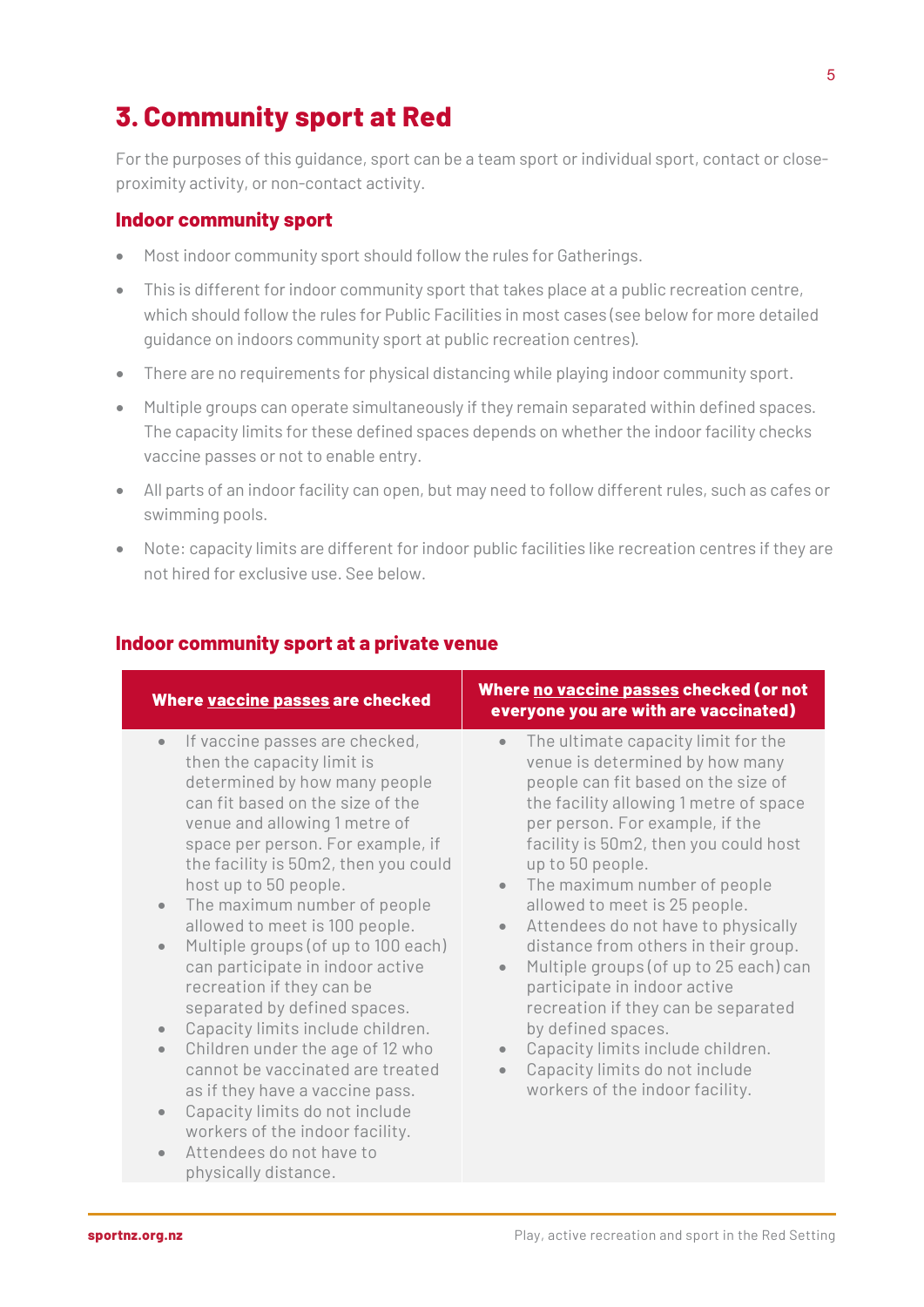## 3. Community sport at Red

For the purposes of this guidance, sport can be a team sport or individual sport, contact or close-proximity activity, or non-contact activity.

### Indoor community sport

- Most indoor community sport should follow the rules for Gatherings.
- This is different for indoor community sport that takes place at a public recreation centre, which should follow the rules for Public Facilities in most cases (see below for more detailed guidance on indoors community sport at public recreation centres).
- There are no requirements for physical distancing while playing indoor community sport.
- Multiple groups can operate simultaneously if they remain separated within defined spaces. The capacity limits for these defined spaces depends on whether the indoor facility checks vaccine passes or not to enable entry.
- All parts of an indoor facility can open, but may need to follow different rules, such as cafes or swimming pools.
- Note: capacity limits are different for indoor public facilities like recreation centres if they are not hired for exclusive use. See below.

### Indoor community sport at a private venue

| Where vaccine passes are checked | Where no vaccine passes checked (or not everyone you are with are vaccinated) |
|---|---|
| • If vaccine passes are checked, then the capacity limit is determined by how many people can fit based on the size of the venue and allowing 1 metre of space per person. For example, if the facility is 50m2, then you could host up to 50 people.<br>• The maximum number of people allowed to meet is 100 people.<br>• Multiple groups (of up to 100 each) can participate in indoor active recreation if they can be separated by defined spaces.<br>• Capacity limits include children.<br>• Children under the age of 12 who cannot be vaccinated are treated as if they have a vaccine pass.<br>• Capacity limits do not include workers of the indoor facility.<br>• Attendees do not have to physically distance. | • The ultimate capacity limit for the venue is determined by how many people can fit based on the size of the facility allowing 1 metre of space per person. For example, if the facility is 50m2, then you could host up to 50 people.<br>• The maximum number of people allowed to meet is 25 people.<br>• Attendees do not have to physically distance from others in their group.<br>• Multiple groups (of up to 25 each) can participate in indoor active recreation if they can be separated by defined spaces.<br>• Capacity limits include children.<br>• Capacity limits do not include workers of the indoor facility. |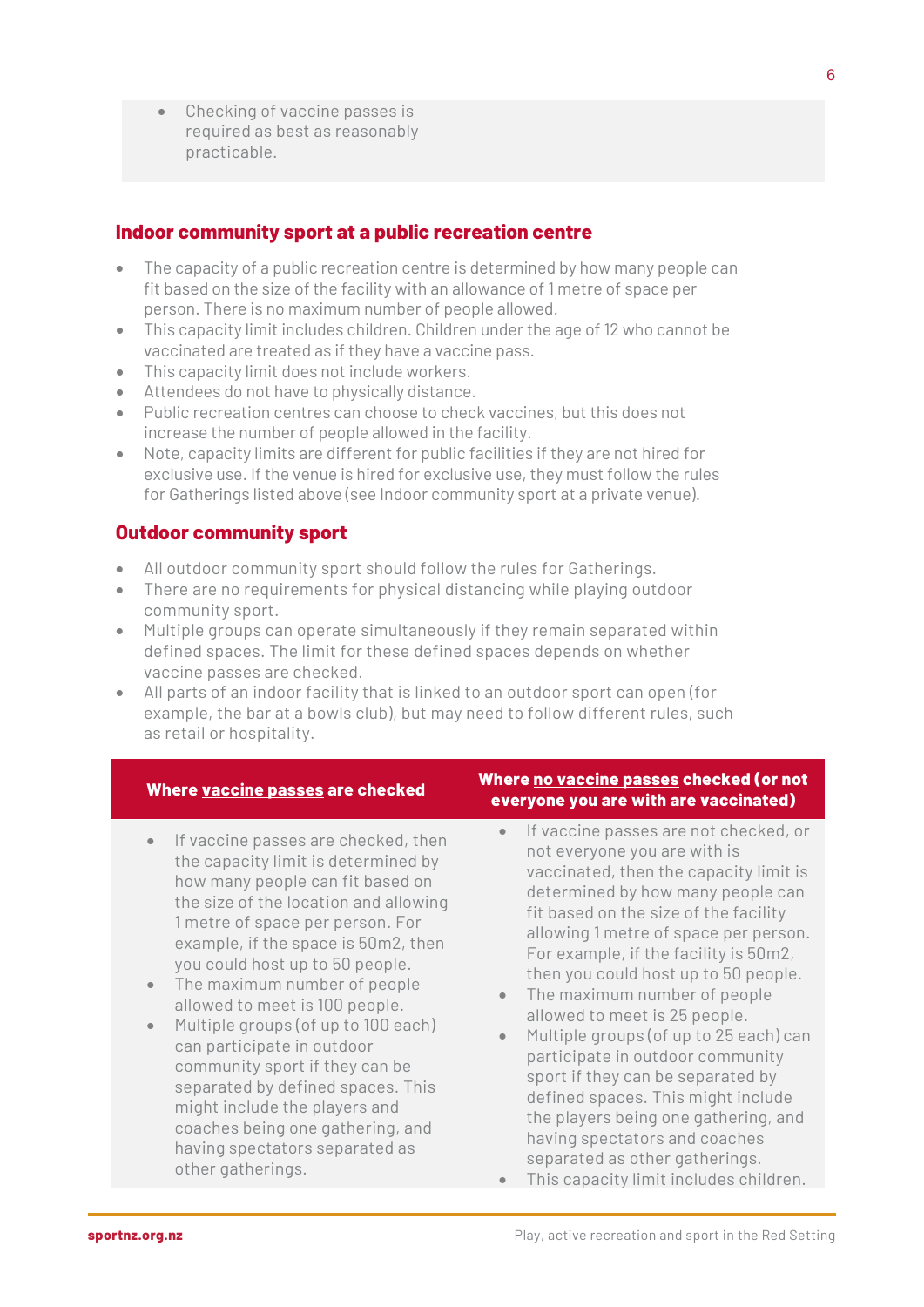| | |
|---|---|
| • Checking of vaccine passes is required as best as reasonably practicable. | |

## Indoor community sport at a public recreation centre

- The capacity of a public recreation centre is determined by how many people can fit based on the size of the facility with an allowance of 1 metre of space per person. There is no maximum number of people allowed.
- This capacity limit includes children. Children under the age of 12 who cannot be vaccinated are treated as if they have a vaccine pass.
- This capacity limit does not include workers.
- Attendees do not have to physically distance.
- Public recreation centres can choose to check vaccines, but this does not increase the number of people allowed in the facility.
- Note, capacity limits are different for public facilities if they are not hired for exclusive use. If the venue is hired for exclusive use, they must follow the rules for Gatherings listed above (see Indoor community sport at a private venue).

## Outdoor community sport

- All outdoor community sport should follow the rules for Gatherings.
- There are no requirements for physical distancing while playing outdoor community sport.
- Multiple groups can operate simultaneously if they remain separated within defined spaces. The limit for these defined spaces depends on whether vaccine passes are checked.
- All parts of an indoor facility that is linked to an outdoor sport can open (for example, the bar at a bowls club), but may need to follow different rules, such as retail or hospitality.

| Where vaccine passes are checked | Where no vaccine passes checked (or not everyone you are with are vaccinated) |
|---|---|
| • If vaccine passes are checked, then the capacity limit is determined by how many people can fit based on the size of the location and allowing 1 metre of space per person. For example, if the space is 50m2, then you could host up to 50 people.<br>• The maximum number of people allowed to meet is 100 people.<br>• Multiple groups (of up to 100 each) can participate in outdoor community sport if they can be separated by defined spaces. This might include the players and coaches being one gathering, and having spectators separated as other gatherings. | • If vaccine passes are not checked, or not everyone you are with is vaccinated, then the capacity limit is determined by how many people can fit based on the size of the facility allowing 1 metre of space per person. For example, if the facility is 50m2, then you could host up to 50 people.<br>• The maximum number of people allowed to meet is 25 people.<br>• Multiple groups (of up to 25 each) can participate in outdoor community sport if they can be separated by defined spaces. This might include the players being one gathering, and having spectators and coaches separated as other gatherings.<br>• This capacity limit includes children. |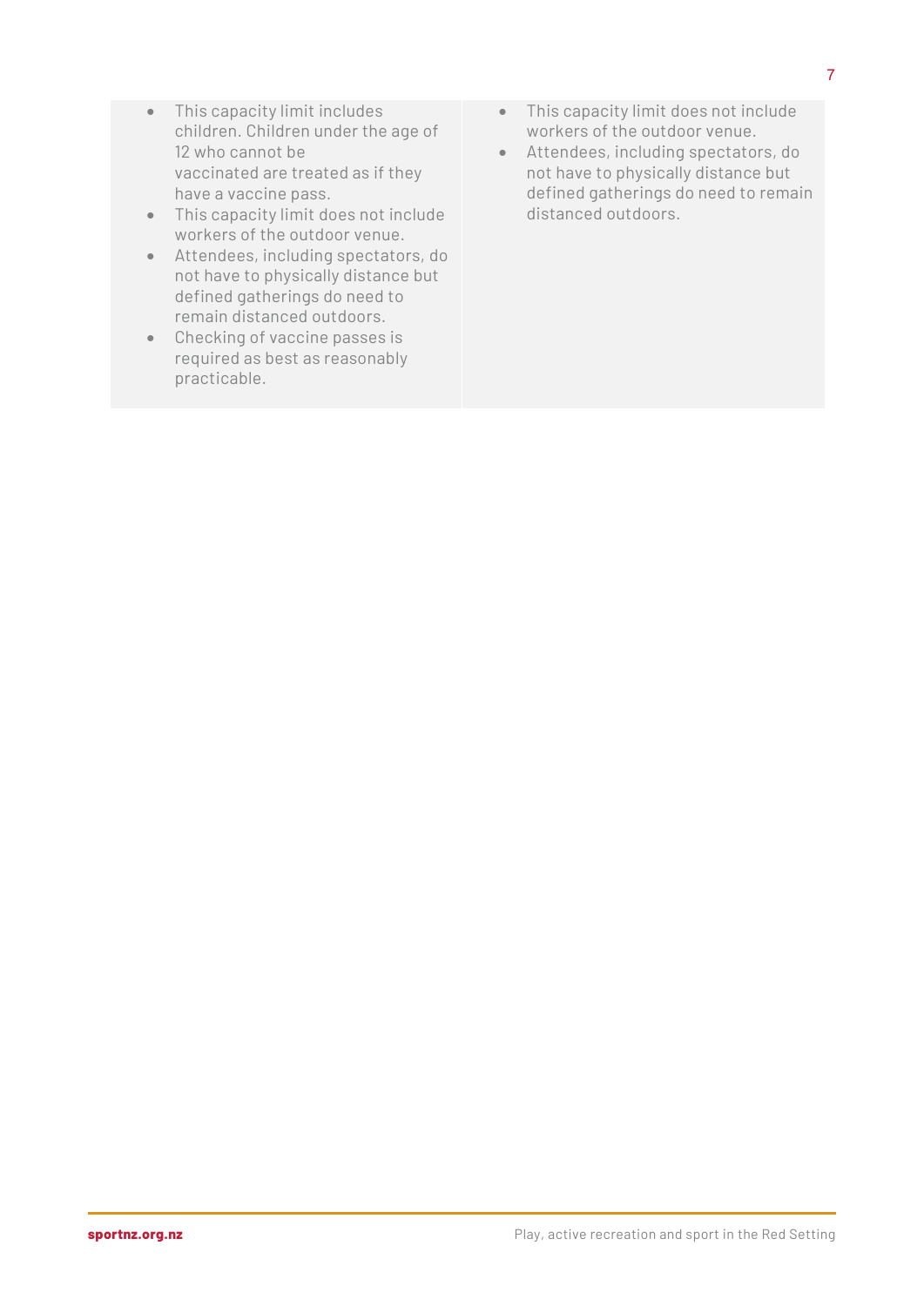| | |
|---|---|
| • This capacity limit includes children. Children under the age of 12 who cannot be vaccinated are treated as if they have a vaccine pass.<br>• This capacity limit does not include workers of the outdoor venue.<br>• Attendees, including spectators, do not have to physically distance but defined gatherings do need to remain distanced outdoors.<br>• Checking of vaccine passes is required as best as reasonably practicable. | • This capacity limit does not include workers of the outdoor venue.<br>• Attendees, including spectators, do not have to physically distance but defined gatherings do need to remain distanced outdoors. |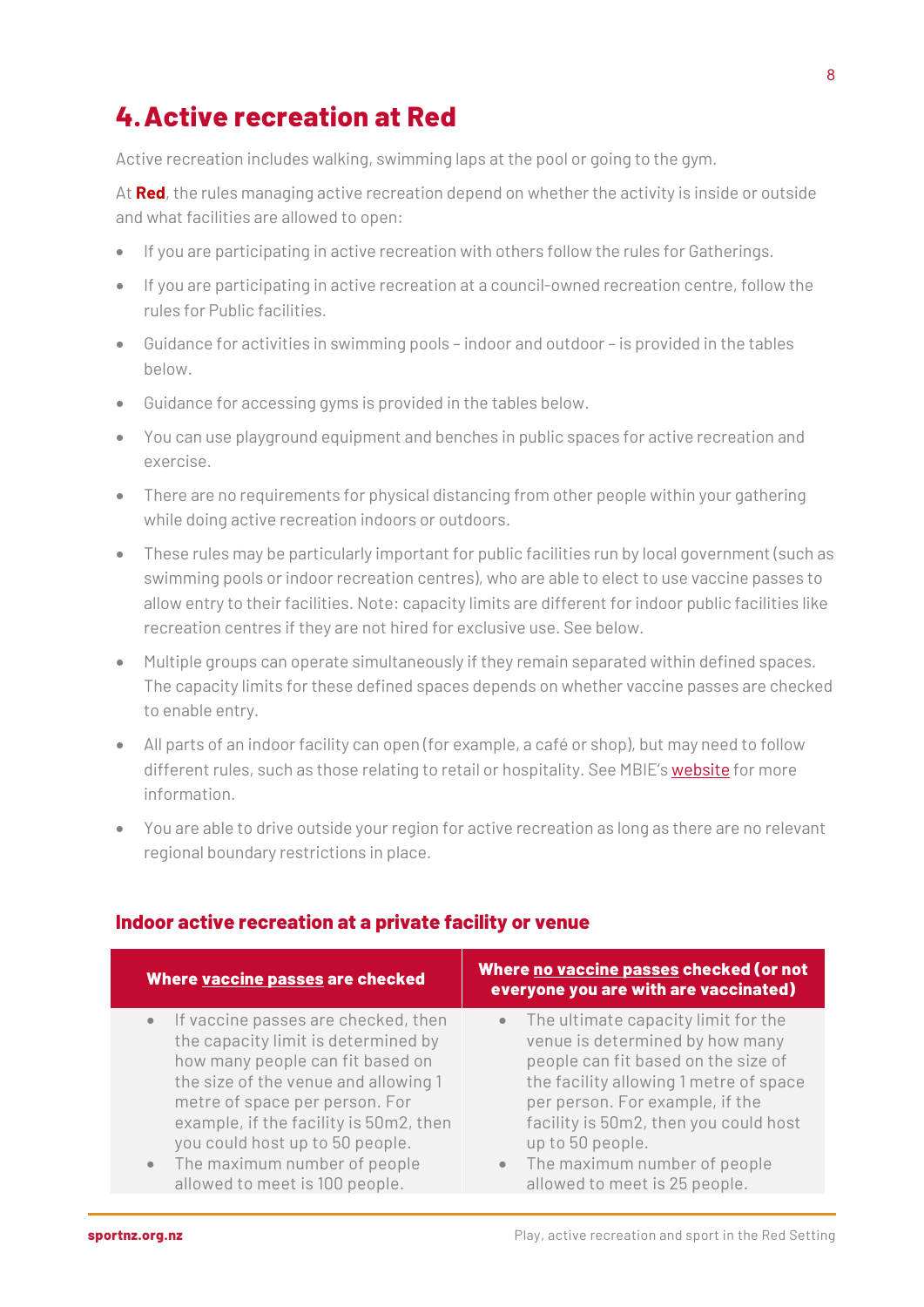# 4. Active recreation at Red

Active recreation includes walking, swimming laps at the pool or going to the gym.

At **Red**, the rules managing active recreation depend on whether the activity is inside or outside and what facilities are allowed to open:

- If you are participating in active recreation with others follow the rules for Gatherings.
- If you are participating in active recreation at a council-owned recreation centre, follow the rules for Public facilities.
- Guidance for activities in swimming pools – indoor and outdoor – is provided in the tables below.
- Guidance for accessing gyms is provided in the tables below.
- You can use playground equipment and benches in public spaces for active recreation and exercise.
- There are no requirements for physical distancing from other people within your gathering while doing active recreation indoors or outdoors.
- These rules may be particularly important for public facilities run by local government (such as swimming pools or indoor recreation centres), who are able to elect to use vaccine passes to allow entry to their facilities. Note: capacity limits are different for indoor public facilities like recreation centres if they are not hired for exclusive use. See below.
- Multiple groups can operate simultaneously if they remain separated within defined spaces. The capacity limits for these defined spaces depends on whether vaccine passes are checked to enable entry.
- All parts of an indoor facility can open (for example, a café or shop), but may need to follow different rules, such as those relating to retail or hospitality. See MBIE's website for more information.
- You are able to drive outside your region for active recreation as long as there are no relevant regional boundary restrictions in place.

## Indoor active recreation at a private facility or venue

| Where vaccine passes are checked | Where no vaccine passes checked (or not everyone you are with are vaccinated) |
|---|---|
| • If vaccine passes are checked, then the capacity limit is determined by how many people can fit based on the size of the venue and allowing 1 metre of space per person. For example, if the facility is 50m2, then you could host up to 50 people.<br>• The maximum number of people allowed to meet is 100 people. | • The ultimate capacity limit for the venue is determined by how many people can fit based on the size of the facility allowing 1 metre of space per person. For example, if the facility is 50m2, then you could host up to 50 people.<br>• The maximum number of people allowed to meet is 25 people. |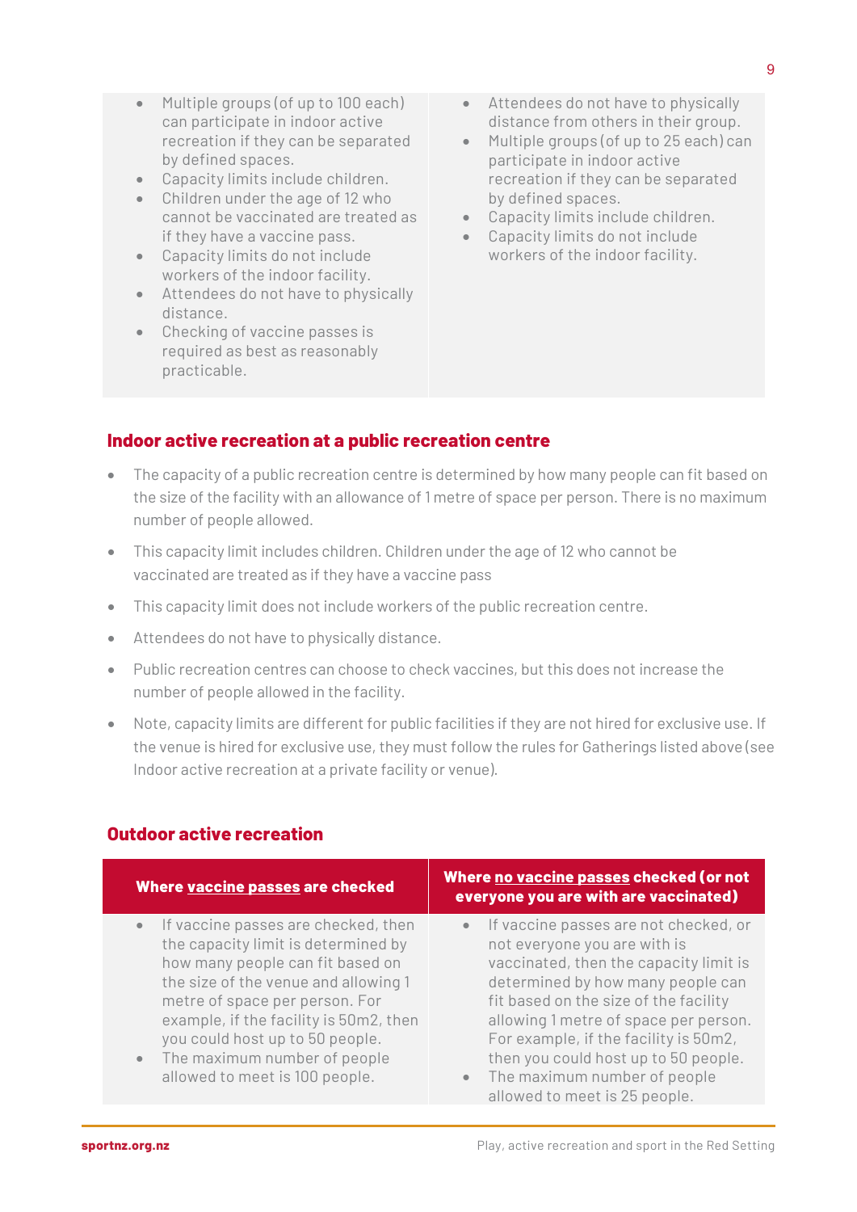| | |
|---|---|
| • Multiple groups (of up to 100 each) can participate in indoor active recreation if they can be separated by defined spaces.<br>• Capacity limits include children.<br>• Children under the age of 12 who cannot be vaccinated are treated as if they have a vaccine pass.<br>• Capacity limits do not include workers of the indoor facility.<br>• Attendees do not have to physically distance.<br>• Checking of vaccine passes is required as best as reasonably practicable. | • Attendees do not have to physically distance from others in their group.<br>• Multiple groups (of up to 25 each) can participate in indoor active recreation if they can be separated by defined spaces.<br>• Capacity limits include children.<br>• Capacity limits do not include workers of the indoor facility. |

## Indoor active recreation at a public recreation centre

- The capacity of a public recreation centre is determined by how many people can fit based on the size of the facility with an allowance of 1 metre of space per person. There is no maximum number of people allowed.
- This capacity limit includes children. Children under the age of 12 who cannot be vaccinated are treated as if they have a vaccine pass
- This capacity limit does not include workers of the public recreation centre.
- Attendees do not have to physically distance.
- Public recreation centres can choose to check vaccines, but this does not increase the number of people allowed in the facility.
- Note, capacity limits are different for public facilities if they are not hired for exclusive use. If the venue is hired for exclusive use, they must follow the rules for Gatherings listed above (see Indoor active recreation at a private facility or venue).

## Outdoor active recreation

| Where **vaccine passes** are checked | Where **no vaccine passes** checked (or not everyone you are with are vaccinated) |
|---|---|
| • If vaccine passes are checked, then the capacity limit is determined by how many people can fit based on the size of the venue and allowing 1 metre of space per person. For example, if the facility is 50m2, then you could host up to 50 people.<br>• The maximum number of people allowed to meet is 100 people. | • If vaccine passes are not checked, or not everyone you are with is vaccinated, then the capacity limit is determined by how many people can fit based on the size of the facility allowing 1 metre of space per person. For example, if the facility is 50m2, then you could host up to 50 people.<br>• The maximum number of people allowed to meet is 25 people. |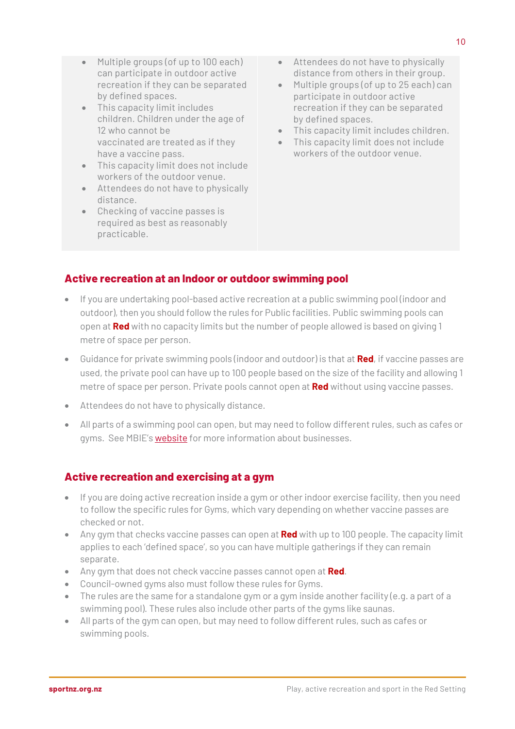| | |
|---|---|
| <ul><li>Multiple groups (of up to 100 each) can participate in outdoor active recreation if they can be separated by defined spaces.</li><li>This capacity limit includes children. Children under the age of 12 who cannot be vaccinated are treated as if they have a vaccine pass.</li><li>This capacity limit does not include workers of the outdoor venue.</li><li>Attendees do not have to physically distance.</li><li>Checking of vaccine passes is required as best as reasonably practicable.</li></ul> | <ul><li>Attendees do not have to physically distance from others in their group.</li><li>Multiple groups (of up to 25 each) can participate in outdoor active recreation if they can be separated by defined spaces.</li><li>This capacity limit includes children.</li><li>This capacity limit does not include workers of the outdoor venue.</li></ul> |

## Active recreation at an Indoor or outdoor swimming pool

- If you are undertaking pool-based active recreation at a public swimming pool (indoor and outdoor), then you should follow the rules for Public facilities. Public swimming pools can open at **Red** with no capacity limits but the number of people allowed is based on giving 1 metre of space per person.
- Guidance for private swimming pools (indoor and outdoor) is that at **Red**, if vaccine passes are used, the private pool can have up to 100 people based on the size of the facility and allowing 1 metre of space per person. Private pools cannot open at **Red** without using vaccine passes.
- Attendees do not have to physically distance.
- All parts of a swimming pool can open, but may need to follow different rules, such as cafes or gyms. See MBIE's website for more information about businesses.

## Active recreation and exercising at a gym

- If you are doing active recreation inside a gym or other indoor exercise facility, then you need to follow the specific rules for Gyms, which vary depending on whether vaccine passes are checked or not.
- Any gym that checks vaccine passes can open at **Red** with up to 100 people. The capacity limit applies to each 'defined space', so you can have multiple gatherings if they can remain separate.
- Any gym that does not check vaccine passes cannot open at **Red**.
- Council-owned gyms also must follow these rules for Gyms.
- The rules are the same for a standalone gym or a gym inside another facility (e.g. a part of a swimming pool). These rules also include other parts of the gyms like saunas.
- All parts of the gym can open, but may need to follow different rules, such as cafes or swimming pools.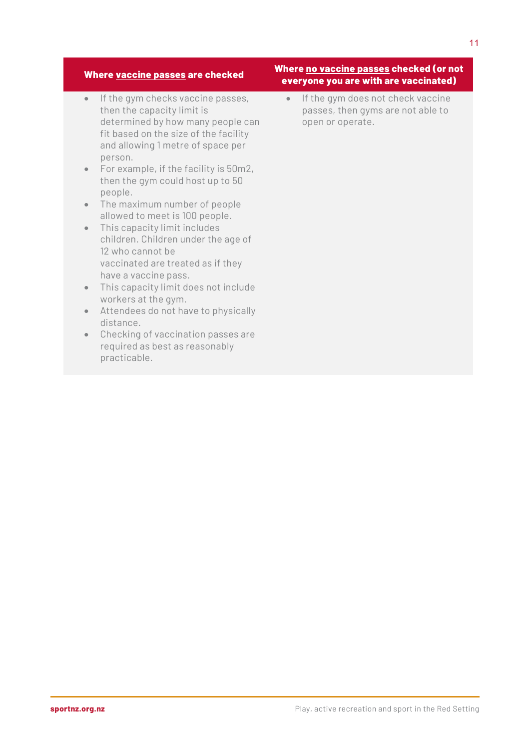| Where **vaccine passes** are checked | Where **no vaccine passes** checked (or not everyone you are with are vaccinated) |
|---|---|
| • If the gym checks vaccine passes, then the capacity limit is determined by how many people can fit based on the size of the facility and allowing 1 metre of space per person.<br>• For example, if the facility is 50m2, then the gym could host up to 50 people.<br>• The maximum number of people allowed to meet is 100 people.<br>• This capacity limit includes children. Children under the age of 12 who cannot be vaccinated are treated as if they have a vaccine pass.<br>• This capacity limit does not include workers at the gym.<br>• Attendees do not have to physically distance.<br>• Checking of vaccination passes are required as best as reasonably practicable. | • If the gym does not check vaccine passes, then gyms are not able to open or operate. |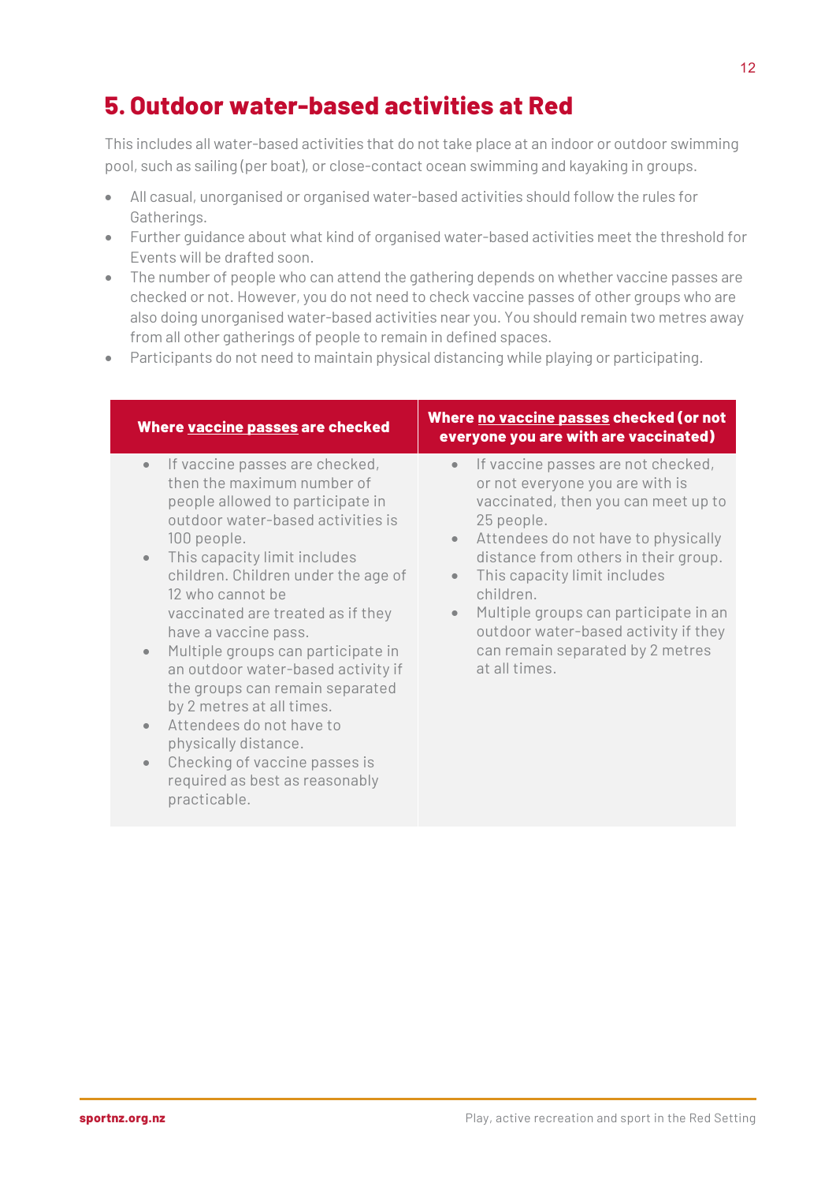# 5. Outdoor water-based activities at Red

This includes all water-based activities that do not take place at an indoor or outdoor swimming pool, such as sailing (per boat), or close-contact ocean swimming and kayaking in groups.

- All casual, unorganised or organised water-based activities should follow the rules for Gatherings.
- Further guidance about what kind of organised water-based activities meet the threshold for Events will be drafted soon.
- The number of people who can attend the gathering depends on whether vaccine passes are checked or not. However, you do not need to check vaccine passes of other groups who are also doing unorganised water-based activities near you. You should remain two metres away from all other gatherings of people to remain in defined spaces.
- Participants do not need to maintain physical distancing while playing or participating.

| **Where vaccine passes are checked** | **Where no vaccine passes checked (or not everyone you are with are vaccinated)** |
|---|---|
| • If vaccine passes are checked, then the maximum number of people allowed to participate in outdoor water-based activities is 100 people.<br>• This capacity limit includes children. Children under the age of 12 who cannot be vaccinated are treated as if they have a vaccine pass.<br>• Multiple groups can participate in an outdoor water-based activity if the groups can remain separated by 2 metres at all times.<br>• Attendees do not have to physically distance.<br>• Checking of vaccine passes is required as best as reasonably practicable. | • If vaccine passes are not checked, or not everyone you are with is vaccinated, then you can meet up to 25 people.<br>• Attendees do not have to physically distance from others in their group.<br>• This capacity limit includes children.<br>• Multiple groups can participate in an outdoor water-based activity if they can remain separated by 2 metres at all times. |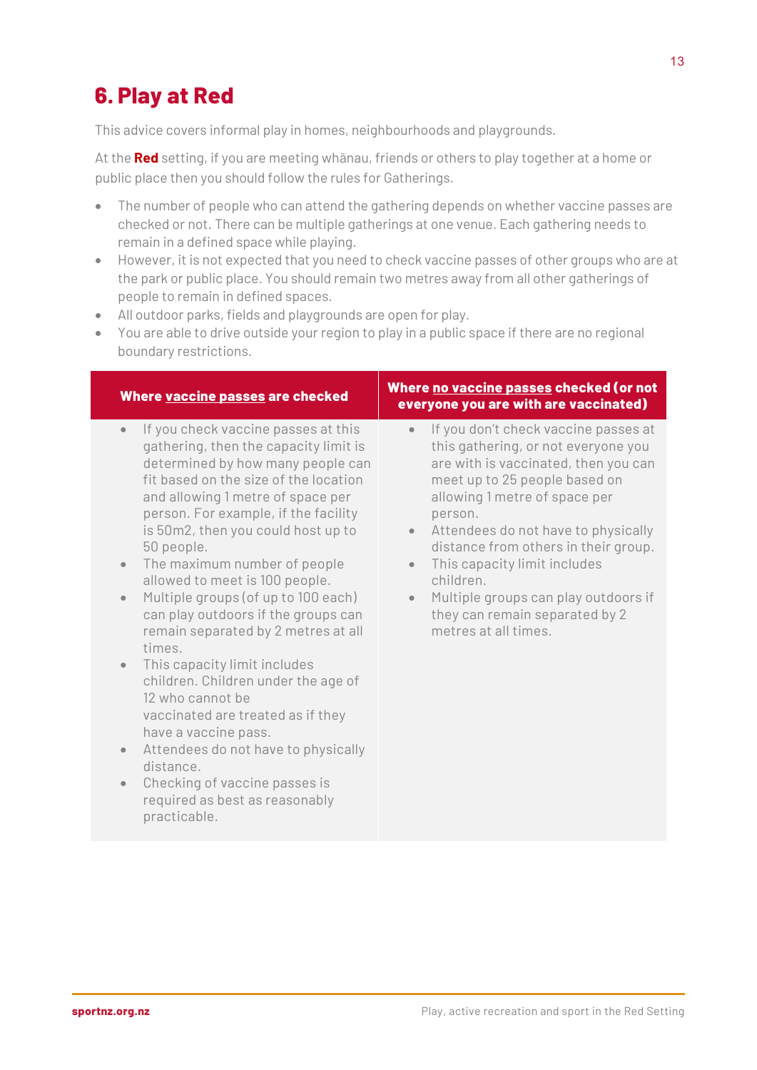# 6. Play at Red

This advice covers informal play in homes, neighbourhoods and playgrounds.

At the **Red** setting, if you are meeting whānau, friends or others to play together at a home or public place then you should follow the rules for Gatherings.

- The number of people who can attend the gathering depends on whether vaccine passes are checked or not. There can be multiple gatherings at one venue. Each gathering needs to remain in a defined space while playing.
- However, it is not expected that you need to check vaccine passes of other groups who are at the park or public place. You should remain two metres away from all other gatherings of people to remain in defined spaces.
- All outdoor parks, fields and playgrounds are open for play.
- You are able to drive outside your region to play in a public space if there are no regional boundary restrictions.

| Where vaccine passes are checked | Where no vaccine passes checked (or not everyone you are with are vaccinated) |
|---|---|
| • If you check vaccine passes at this gathering, then the capacity limit is determined by how many people can fit based on the size of the location and allowing 1 metre of space per person. For example, if the facility is 50m2, then you could host up to 50 people.<br>• The maximum number of people allowed to meet is 100 people.<br>• Multiple groups (of up to 100 each) can play outdoors if the groups can remain separated by 2 metres at all times.<br>• This capacity limit includes children. Children under the age of 12 who cannot be vaccinated are treated as if they have a vaccine pass.<br>• Attendees do not have to physically distance.<br>• Checking of vaccine passes is required as best as reasonably practicable. | • If you don't check vaccine passes at this gathering, or not everyone you are with is vaccinated, then you can meet up to 25 people based on allowing 1 metre of space per person.<br>• Attendees do not have to physically distance from others in their group.<br>• This capacity limit includes children.<br>• Multiple groups can play outdoors if they can remain separated by 2 metres at all times. |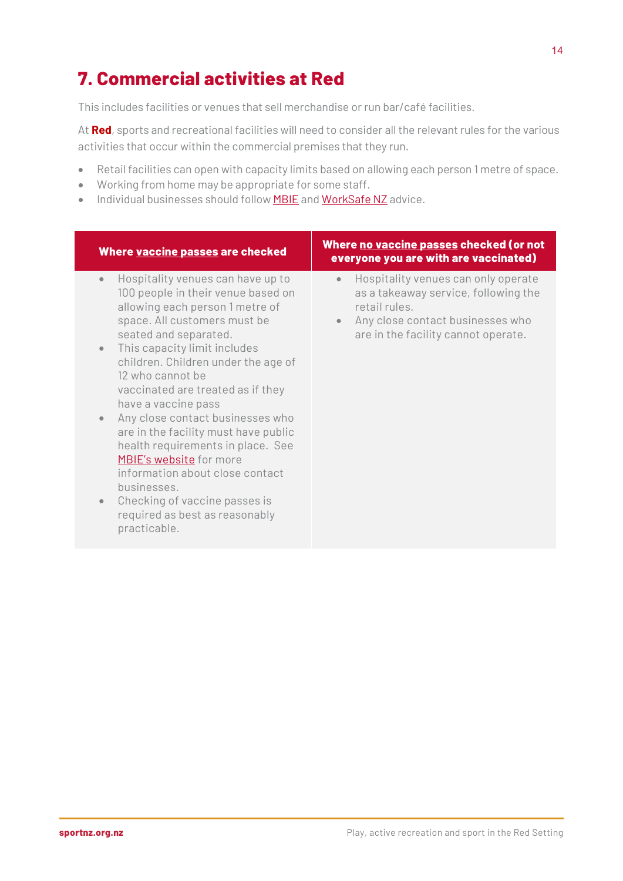# 7. Commercial activities at Red

This includes facilities or venues that sell merchandise or run bar/café facilities.

At **Red**, sports and recreational facilities will need to consider all the relevant rules for the various activities that occur within the commercial premises that they run.

- Retail facilities can open with capacity limits based on allowing each person 1 metre of space.
- Working from home may be appropriate for some staff.
- Individual businesses should follow MBIE and WorkSafe NZ advice.

| Where vaccine passes are checked | Where no vaccine passes checked (or not everyone you are with are vaccinated) |
|---|---|
| • Hospitality venues can have up to 100 people in their venue based on allowing each person 1 metre of space. All customers must be seated and separated.<br>• This capacity limit includes children. Children under the age of 12 who cannot be vaccinated are treated as if they have a vaccine pass<br>• Any close contact businesses who are in the facility must have public health requirements in place. See MBIE's website for more information about close contact businesses.<br>• Checking of vaccine passes is required as best as reasonably practicable. | • Hospitality venues can only operate as a takeaway service, following the retail rules.<br>• Any close contact businesses who are in the facility cannot operate. |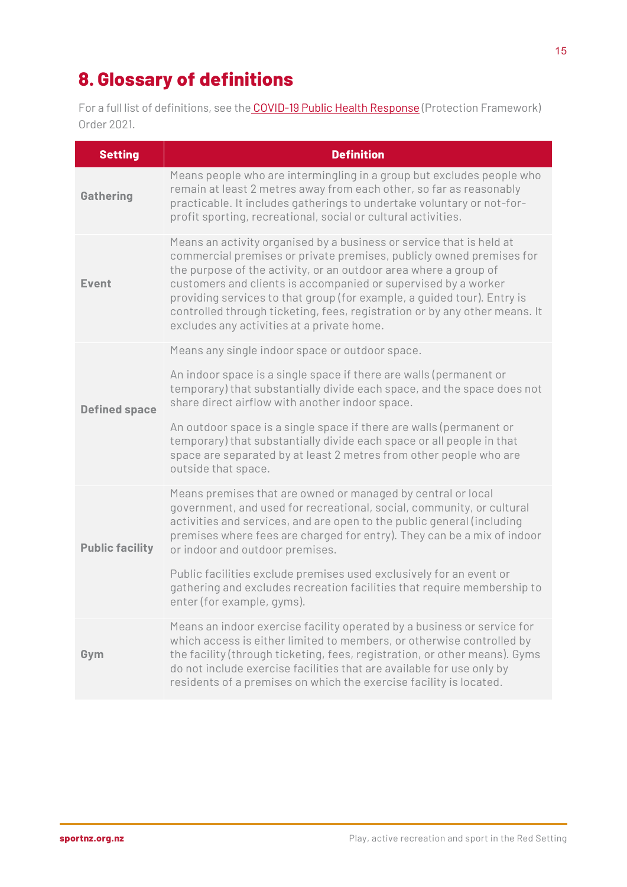## 8. Glossary of definitions

For a full list of definitions, see the COVID-19 Public Health Response (Protection Framework) Order 2021.

| Setting | Definition |
|---|---|
| **Gathering** | Means people who are intermingling in a group but excludes people who remain at least 2 metres away from each other, so far as reasonably practicable. It includes gatherings to undertake voluntary or not-for-profit sporting, recreational, social or cultural activities. |
| **Event** | Means an activity organised by a business or service that is held at commercial premises or private premises, publicly owned premises for the purpose of the activity, or an outdoor area where a group of customers and clients is accompanied or supervised by a worker providing services to that group (for example, a guided tour). Entry is controlled through ticketing, fees, registration or by any other means. It excludes any activities at a private home. |
| **Defined space** | Means any single indoor space or outdoor space.<br><br>An indoor space is a single space if there are walls (permanent or temporary) that substantially divide each space, and the space does not share direct airflow with another indoor space.<br><br>An outdoor space is a single space if there are walls (permanent or temporary) that substantially divide each space or all people in that space are separated by at least 2 metres from other people who are outside that space. |
| **Public facility** | Means premises that are owned or managed by central or local government, and used for recreational, social, community, or cultural activities and services, and are open to the public general (including premises where fees are charged for entry). They can be a mix of indoor or indoor and outdoor premises.<br><br>Public facilities exclude premises used exclusively for an event or gathering and excludes recreation facilities that require membership to enter (for example, gyms). |
| **Gym** | Means an indoor exercise facility operated by a business or service for which access is either limited to members, or otherwise controlled by the facility (through ticketing, fees, registration, or other means). Gyms do not include exercise facilities that are available for use only by residents of a premises on which the exercise facility is located. |